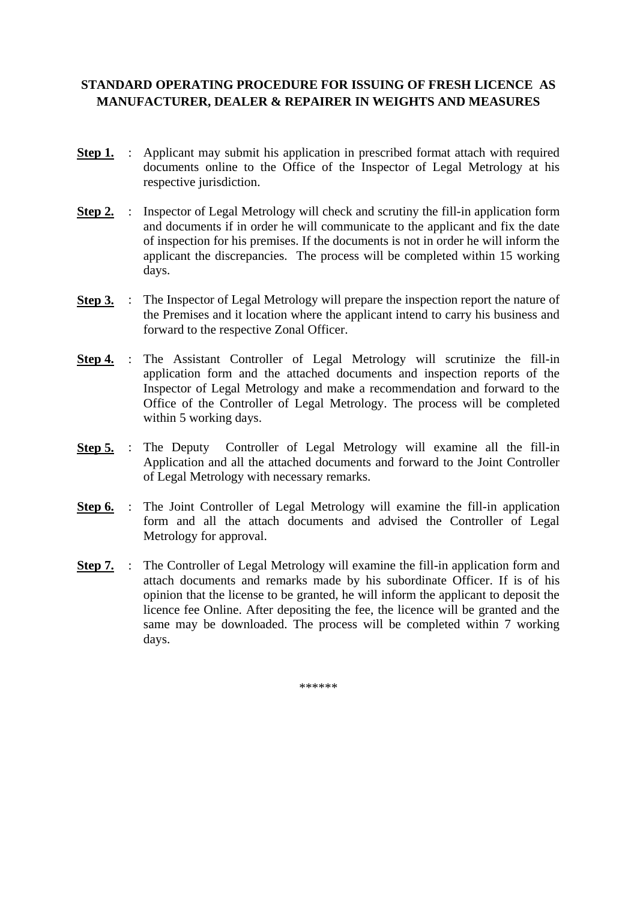# STANDARD OPERATING PROCEDURE FOR ISSUING OF FRESH LICENCE AS MANUFACTURER, DEALER & REPAIRER IN WEIGHTS AND MEASURES

**Step 1.** : Applicant may submit his application in prescribed format attach with required documents online to the Office of the Inspector of Legal Metrology at his respective jurisdiction.

**Step 2.** : Inspector of Legal Metrology will check and scrutiny the fill-in application form and documents if in order he will communicate to the applicant and fix the date of inspection for his premises. If the documents is not in order he will inform the applicant the discrepancies. The process will be completed within 15 working days.

**Step 3.** : The Inspector of Legal Metrology will prepare the inspection report the nature of the Premises and it location where the applicant intend to carry his business and forward to the respective Zonal Officer.

**Step 4.** : The Assistant Controller of Legal Metrology will scrutinize the fill-in application form and the attached documents and inspection reports of the Inspector of Legal Metrology and make a recommendation and forward to the Office of the Controller of Legal Metrology. The process will be completed within 5 working days.

**Step 5.** : The Deputy Controller of Legal Metrology will examine all the fill-in Application and all the attached documents and forward to the Joint Controller of Legal Metrology with necessary remarks.

**Step 6.** : The Joint Controller of Legal Metrology will examine the fill-in application form and all the attach documents and advised the Controller of Legal Metrology for approval.

**Step 7.** : The Controller of Legal Metrology will examine the fill-in application form and attach documents and remarks made by his subordinate Officer. If is of his opinion that the license to be granted, he will inform the applicant to deposit the licence fee Online. After depositing the fee, the licence will be granted and the same may be downloaded. The process will be completed within 7 working days.

******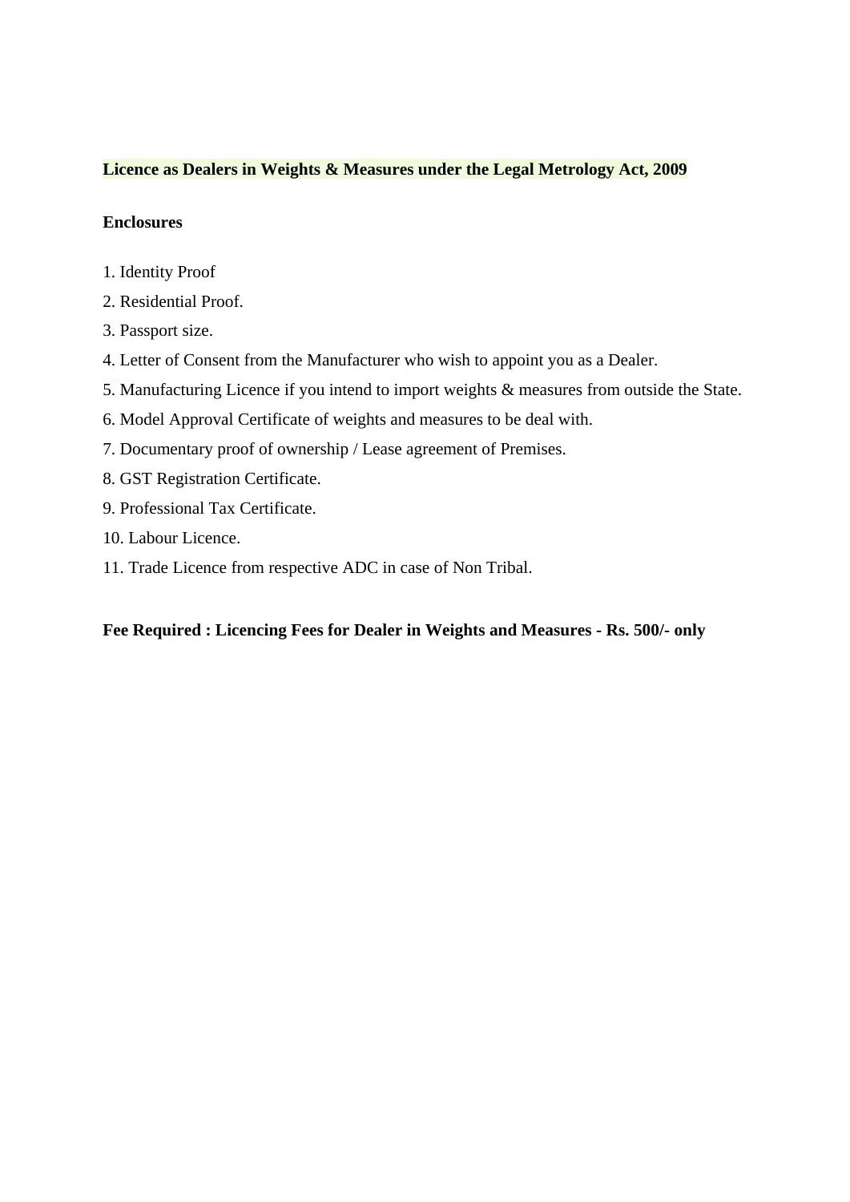**Licence as Dealers in Weights & Measures under the Legal Metrology Act, 2009**

**Enclosures**

1. Identity Proof
2. Residential Proof.
3. Passport size.
4. Letter of Consent from the Manufacturer who wish to appoint you as a Dealer.
5. Manufacturing Licence if you intend to import weights & measures from outside the State.
6. Model Approval Certificate of weights and measures to be deal with.
7. Documentary proof of ownership / Lease agreement of Premises.
8. GST Registration Certificate.
9. Professional Tax Certificate.
10. Labour Licence.
11. Trade Licence from respective ADC in case of Non Tribal.

**Fee Required : Licencing Fees for Dealer in Weights and Measures - Rs. 500/- only**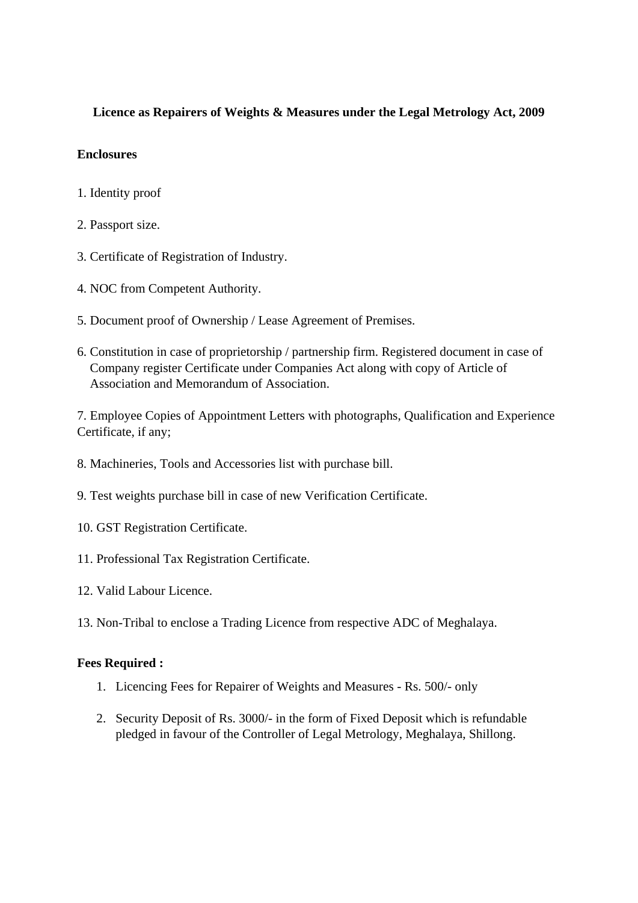**Licence as Repairers of Weights & Measures under the Legal Metrology Act, 2009**

**Enclosures**

1. Identity proof

2. Passport size.

3. Certificate of Registration of Industry.

4. NOC from Competent Authority.

5. Document proof of Ownership / Lease Agreement of Premises.

6. Constitution in case of proprietorship / partnership firm. Registered document in case of Company register Certificate under Companies Act along with copy of Article of Association and Memorandum of Association.

7. Employee Copies of Appointment Letters with photographs, Qualification and Experience Certificate, if any;

8. Machineries, Tools and Accessories list with purchase bill.

9. Test weights purchase bill in case of new Verification Certificate.

10. GST Registration Certificate.

11. Professional Tax Registration Certificate.

12. Valid Labour Licence.

13. Non-Tribal to enclose a Trading Licence from respective ADC of Meghalaya.

**Fees Required :**

1. Licencing Fees for Repairer of Weights and Measures - Rs. 500/- only

2. Security Deposit of Rs. 3000/- in the form of Fixed Deposit which is refundable pledged in favour of the Controller of Legal Metrology, Meghalaya, Shillong.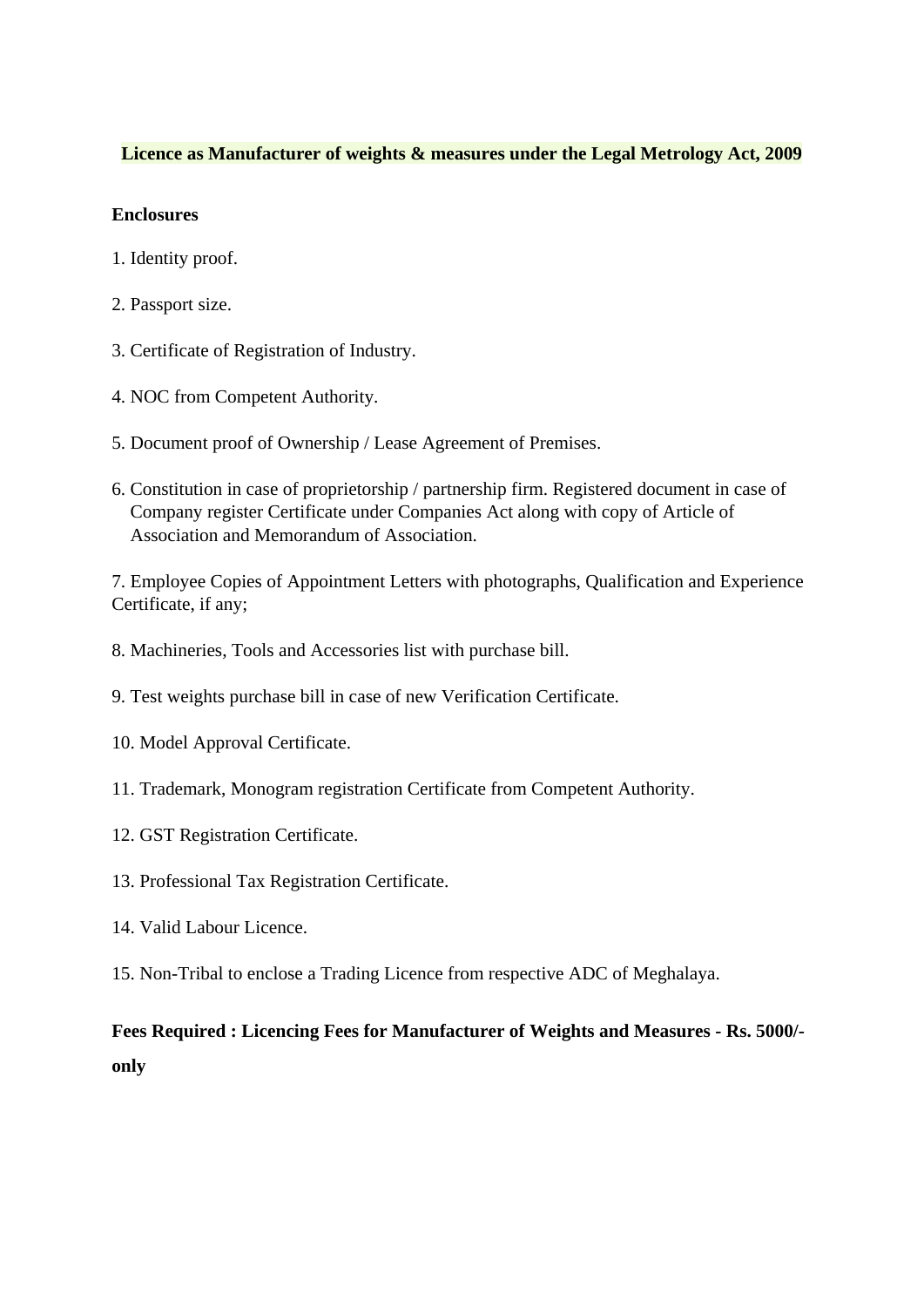**Licence as Manufacturer of weights & measures under the Legal Metrology Act, 2009**

**Enclosures**

1. Identity proof.

2. Passport size.

3. Certificate of Registration of Industry.

4. NOC from Competent Authority.

5. Document proof of Ownership / Lease Agreement of Premises.

6. Constitution in case of proprietorship / partnership firm. Registered document in case of Company register Certificate under Companies Act along with copy of Article of Association and Memorandum of Association.

7. Employee Copies of Appointment Letters with photographs, Qualification and Experience Certificate, if any;

8. Machineries, Tools and Accessories list with purchase bill.

9. Test weights purchase bill in case of new Verification Certificate.

10. Model Approval Certificate.

11. Trademark, Monogram registration Certificate from Competent Authority.

12. GST Registration Certificate.

13. Professional Tax Registration Certificate.

14. Valid Labour Licence.

15. Non-Tribal to enclose a Trading Licence from respective ADC of Meghalaya.

**Fees Required : Licencing Fees for Manufacturer of Weights and Measures - Rs. 5000/- only**